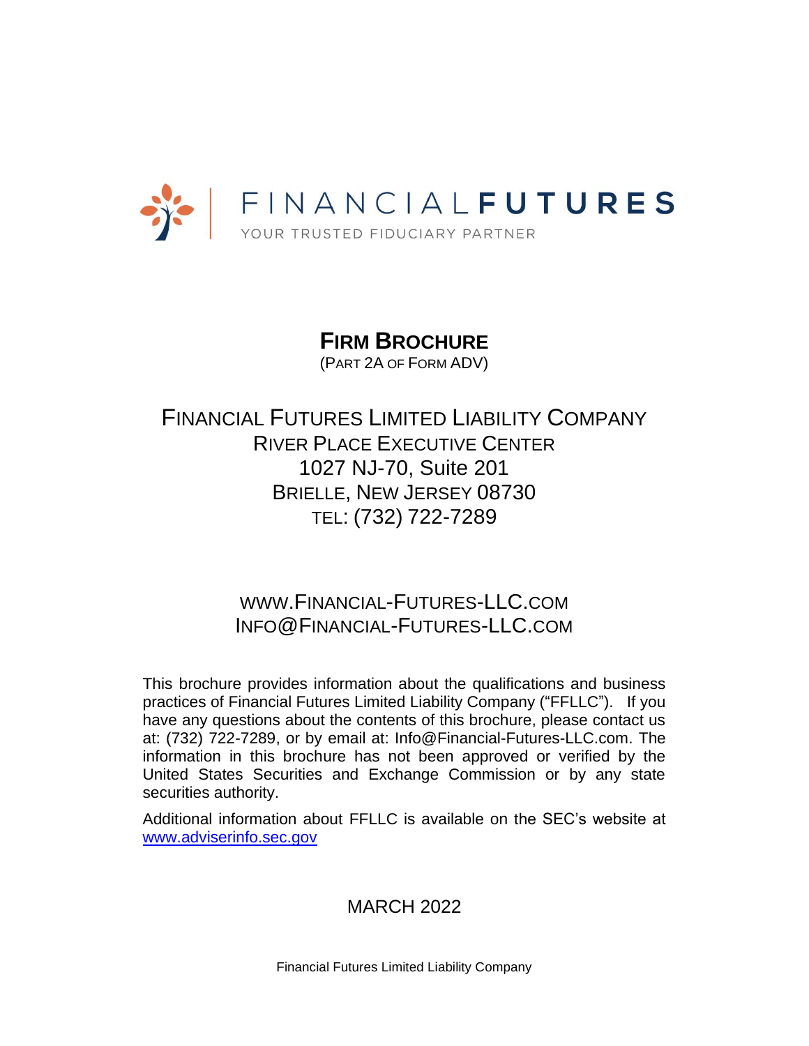FINANCIAL**FUTURES**

YOUR TRUSTED FIDUCIARY PARTNER

# FIRM BROCHURE

(PART 2A OF FORM ADV)

## FINANCIAL FUTURES LIMITED LIABILITY COMPANY

RIVER PLACE EXECUTIVE CENTER

1027 NJ-70, Suite 201

BRIELLE, NEW JERSEY 08730

TEL: (732) 722-7289

WWW.FINANCIAL-FUTURES-LLC.COM

INFO@FINANCIAL-FUTURES-LLC.COM

This brochure provides information about the qualifications and business practices of Financial Futures Limited Liability Company ("FFLLC"). If you have any questions about the contents of this brochure, please contact us at: (732) 722-7289, or by email at: Info@Financial-Futures-LLC.com. The information in this brochure has not been approved or verified by the United States Securities and Exchange Commission or by any state securities authority.

Additional information about FFLLC is available on the SEC's website at www.adviserinfo.sec.gov

MARCH 2022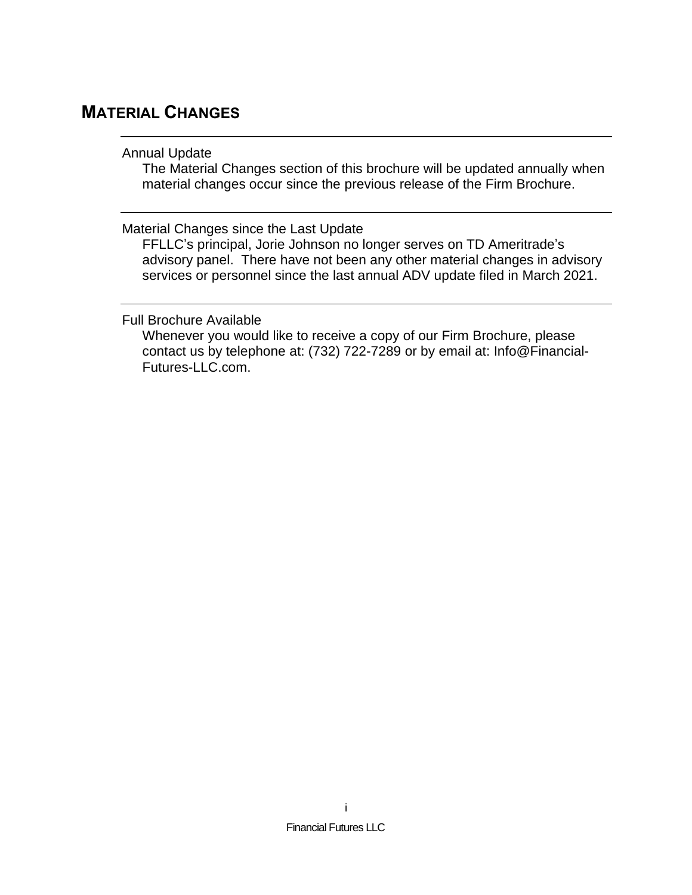## MATERIAL CHANGES

Annual Update

The Material Changes section of this brochure will be updated annually when material changes occur since the previous release of the Firm Brochure.

Material Changes since the Last Update

FFLLC's principal, Jorie Johnson no longer serves on TD Ameritrade's advisory panel. There have not been any other material changes in advisory services or personnel since the last annual ADV update filed in March 2021.

Full Brochure Available

Whenever you would like to receive a copy of our Firm Brochure, please contact us by telephone at: (732) 722-7289 or by email at: Info@Financial-Futures-LLC.com.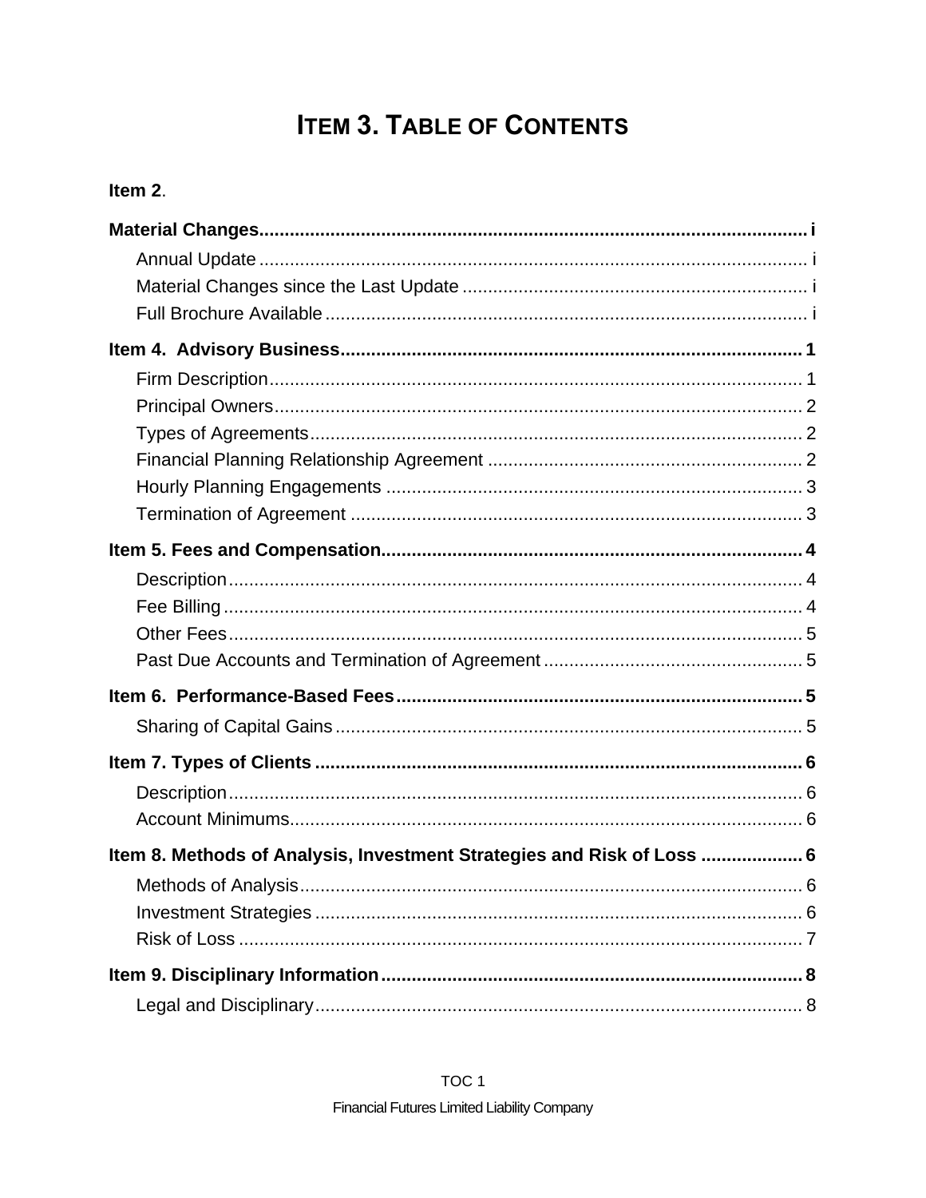# ITEM 3. TABLE OF CONTENTS

**Item 2**.

**Material Changes** ..... i

- Annual Update ..... i
- Material Changes since the Last Update ..... i
- Full Brochure Available ..... i

**Item 4. Advisory Business** ..... 1

- Firm Description ..... 1
- Principal Owners ..... 2
- Types of Agreements ..... 2
- Financial Planning Relationship Agreement ..... 2
- Hourly Planning Engagements ..... 3
- Termination of Agreement ..... 3

**Item 5. Fees and Compensation** ..... 4

- Description ..... 4
- Fee Billing ..... 4
- Other Fees ..... 5
- Past Due Accounts and Termination of Agreement ..... 5

**Item 6. Performance-Based Fees** ..... 5

- Sharing of Capital Gains ..... 5

**Item 7. Types of Clients** ..... 6

- Description ..... 6
- Account Minimums ..... 6

**Item 8. Methods of Analysis, Investment Strategies and Risk of Loss** ..... 6

- Methods of Analysis ..... 6
- Investment Strategies ..... 6
- Risk of Loss ..... 7

**Item 9. Disciplinary Information** ..... 8

- Legal and Disciplinary ..... 8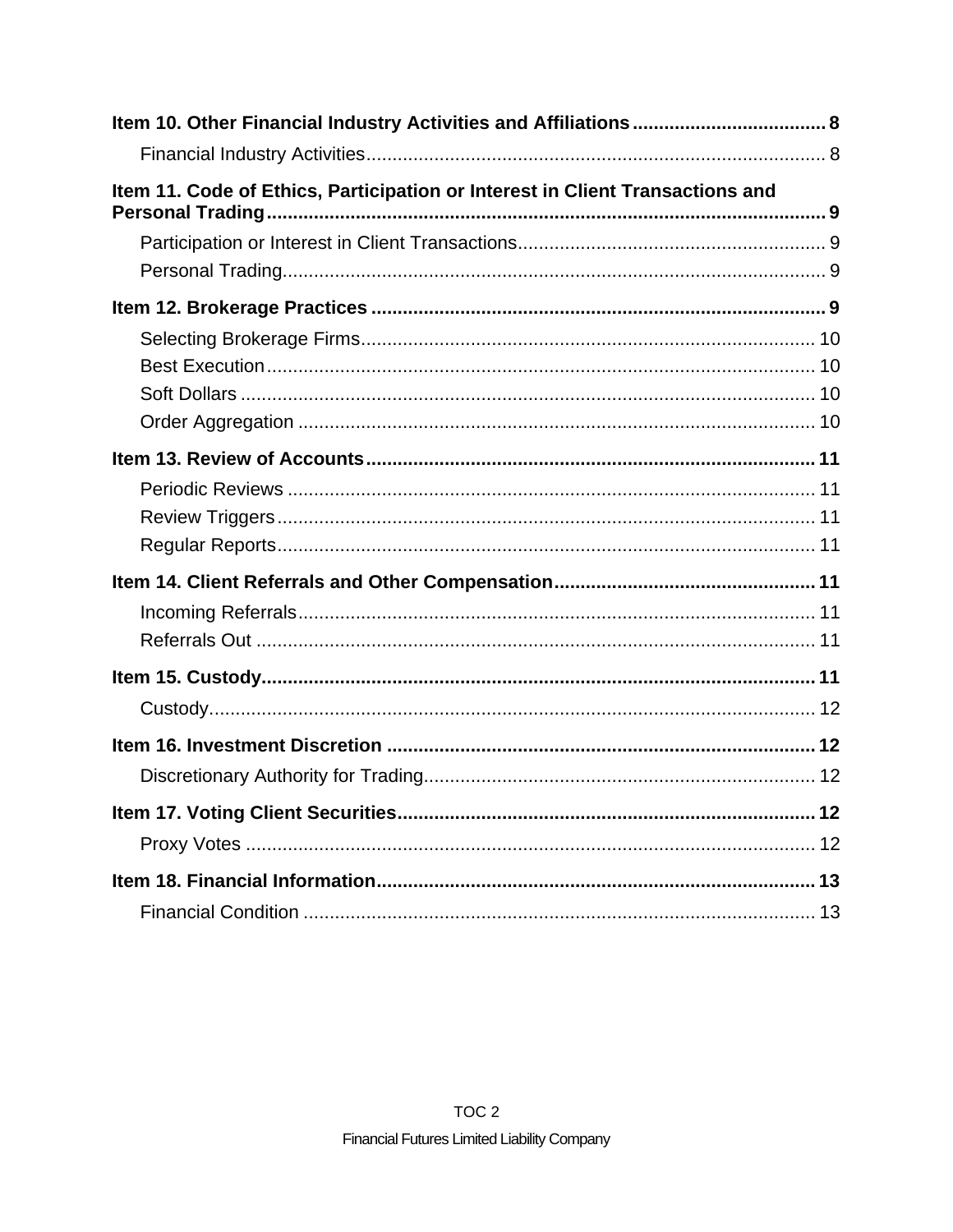**Item 10. Other Financial Industry Activities and Affiliations** ..... 8

- Financial Industry Activities ..... 8

**Item 11. Code of Ethics, Participation or Interest in Client Transactions and Personal Trading** ..... 9

- Participation or Interest in Client Transactions ..... 9
- Personal Trading ..... 9

**Item 12. Brokerage Practices** ..... 9

- Selecting Brokerage Firms ..... 10
- Best Execution ..... 10
- Soft Dollars ..... 10
- Order Aggregation ..... 10

**Item 13. Review of Accounts** ..... 11

- Periodic Reviews ..... 11
- Review Triggers ..... 11
- Regular Reports ..... 11

**Item 14. Client Referrals and Other Compensation** ..... 11

- Incoming Referrals ..... 11
- Referrals Out ..... 11

**Item 15. Custody** ..... 11

- Custody ..... 12

**Item 16. Investment Discretion** ..... 12

- Discretionary Authority for Trading ..... 12

**Item 17. Voting Client Securities** ..... 12

- Proxy Votes ..... 12

**Item 18. Financial Information** ..... 13

- Financial Condition ..... 13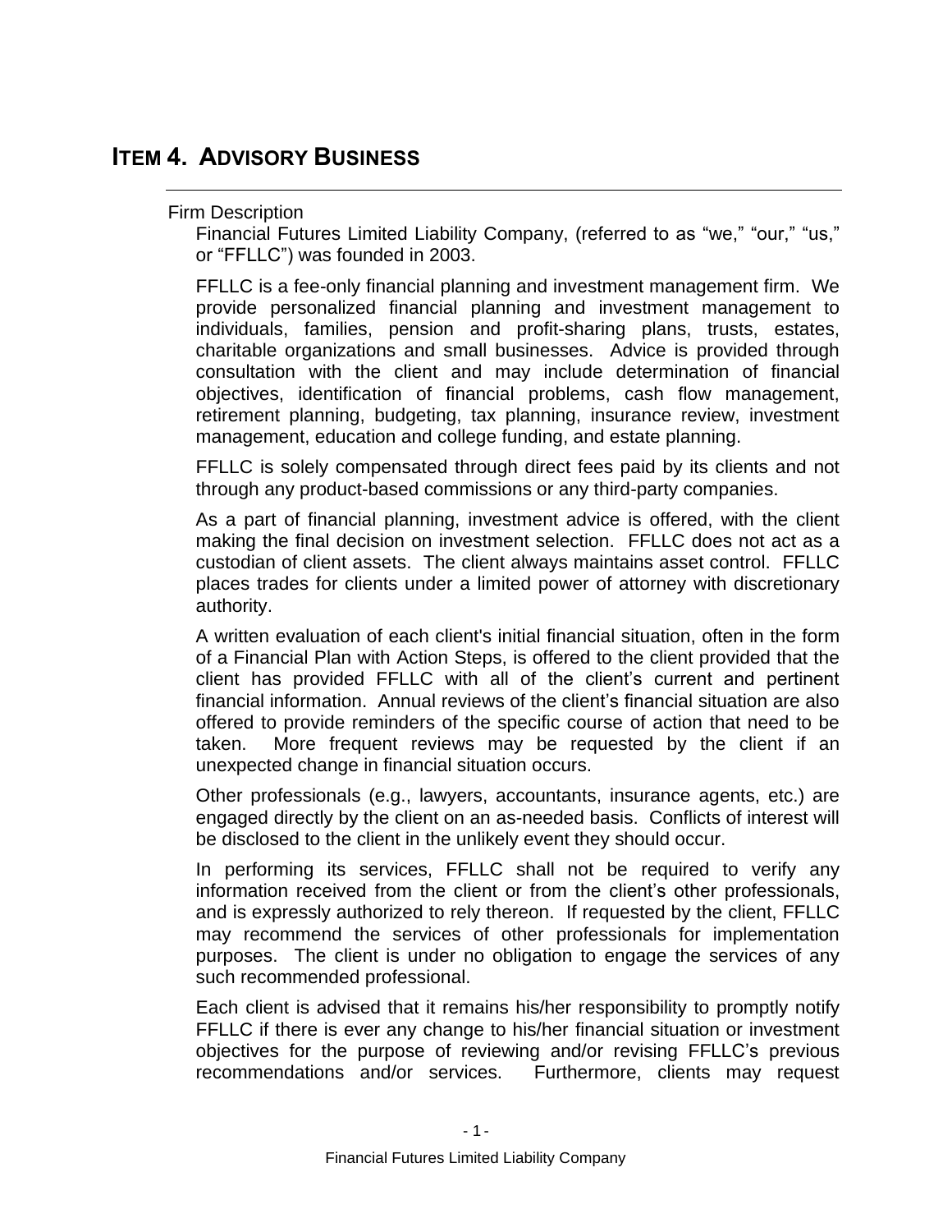# ITEM 4. ADVISORY BUSINESS

## Firm Description

Financial Futures Limited Liability Company, (referred to as "we," "our," "us," or "FFLLC") was founded in 2003.

FFLLC is a fee-only financial planning and investment management firm. We provide personalized financial planning and investment management to individuals, families, pension and profit-sharing plans, trusts, estates, charitable organizations and small businesses. Advice is provided through consultation with the client and may include determination of financial objectives, identification of financial problems, cash flow management, retirement planning, budgeting, tax planning, insurance review, investment management, education and college funding, and estate planning.

FFLLC is solely compensated through direct fees paid by its clients and not through any product-based commissions or any third-party companies.

As a part of financial planning, investment advice is offered, with the client making the final decision on investment selection. FFLLC does not act as a custodian of client assets. The client always maintains asset control. FFLLC places trades for clients under a limited power of attorney with discretionary authority.

A written evaluation of each client's initial financial situation, often in the form of a Financial Plan with Action Steps, is offered to the client provided that the client has provided FFLLC with all of the client's current and pertinent financial information. Annual reviews of the client's financial situation are also offered to provide reminders of the specific course of action that need to be taken. More frequent reviews may be requested by the client if an unexpected change in financial situation occurs.

Other professionals (e.g., lawyers, accountants, insurance agents, etc.) are engaged directly by the client on an as-needed basis. Conflicts of interest will be disclosed to the client in the unlikely event they should occur.

In performing its services, FFLLC shall not be required to verify any information received from the client or from the client's other professionals, and is expressly authorized to rely thereon. If requested by the client, FFLLC may recommend the services of other professionals for implementation purposes. The client is under no obligation to engage the services of any such recommended professional.

Each client is advised that it remains his/her responsibility to promptly notify FFLLC if there is ever any change to his/her financial situation or investment objectives for the purpose of reviewing and/or revising FFLLC's previous recommendations and/or services. Furthermore, clients may request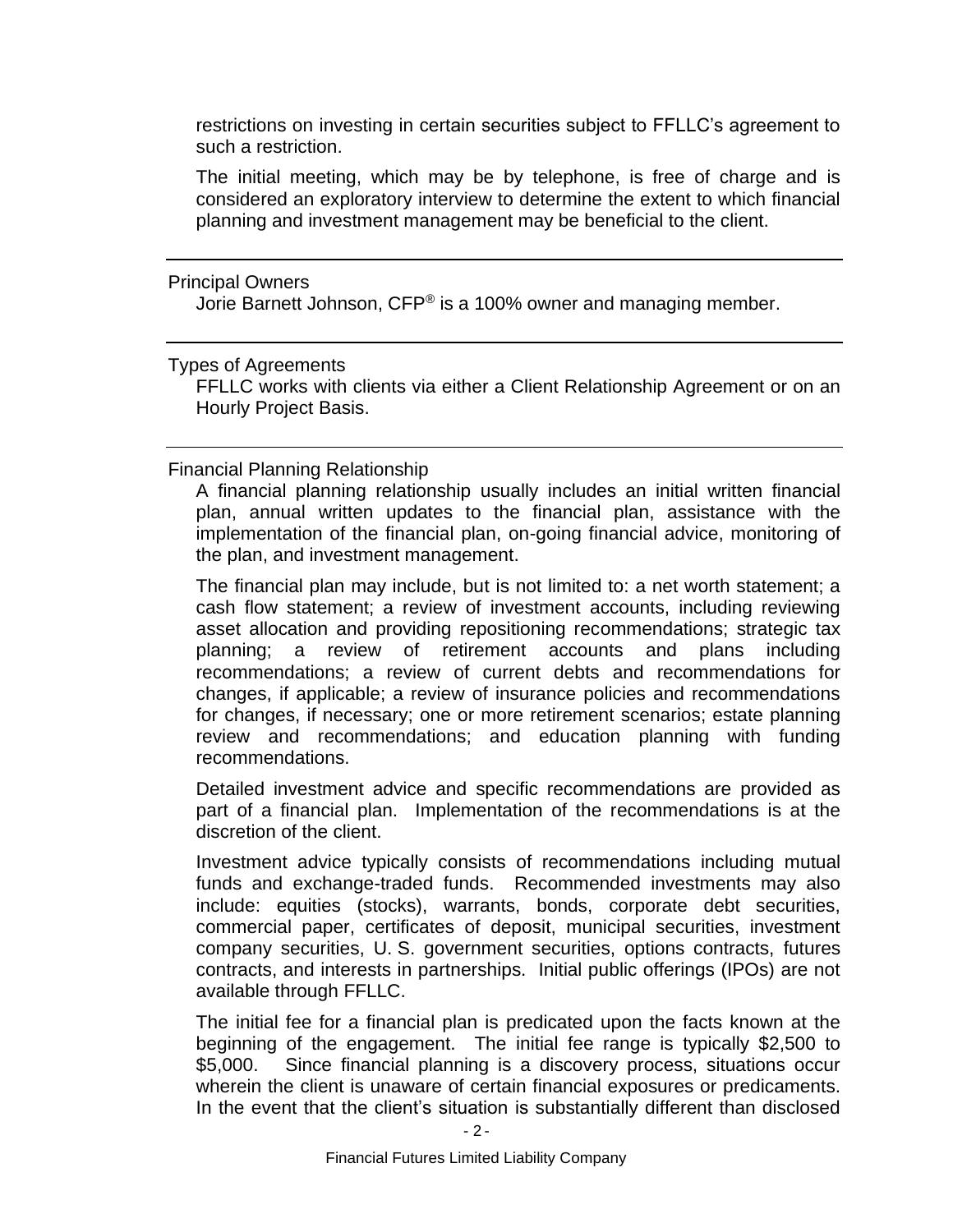restrictions on investing in certain securities subject to FFLLC's agreement to such a restriction.

The initial meeting, which may be by telephone, is free of charge and is considered an exploratory interview to determine the extent to which financial planning and investment management may be beneficial to the client.

---

## Principal Owners

Jorie Barnett Johnson, CFP® is a 100% owner and managing member.

---

## Types of Agreements

FFLLC works with clients via either a Client Relationship Agreement or on an Hourly Project Basis.

---

## Financial Planning Relationship

A financial planning relationship usually includes an initial written financial plan, annual written updates to the financial plan, assistance with the implementation of the financial plan, on-going financial advice, monitoring of the plan, and investment management.

The financial plan may include, but is not limited to: a net worth statement; a cash flow statement; a review of investment accounts, including reviewing asset allocation and providing repositioning recommendations; strategic tax planning; a review of retirement accounts and plans including recommendations; a review of current debts and recommendations for changes, if applicable; a review of insurance policies and recommendations for changes, if necessary; one or more retirement scenarios; estate planning review and recommendations; and education planning with funding recommendations.

Detailed investment advice and specific recommendations are provided as part of a financial plan. Implementation of the recommendations is at the discretion of the client.

Investment advice typically consists of recommendations including mutual funds and exchange-traded funds. Recommended investments may also include: equities (stocks), warrants, bonds, corporate debt securities, commercial paper, certificates of deposit, municipal securities, investment company securities, U. S. government securities, options contracts, futures contracts, and interests in partnerships. Initial public offerings (IPOs) are not available through FFLLC.

The initial fee for a financial plan is predicated upon the facts known at the beginning of the engagement. The initial fee range is typically $2,500 to $5,000. Since financial planning is a discovery process, situations occur wherein the client is unaware of certain financial exposures or predicaments. In the event that the client's situation is substantially different than disclosed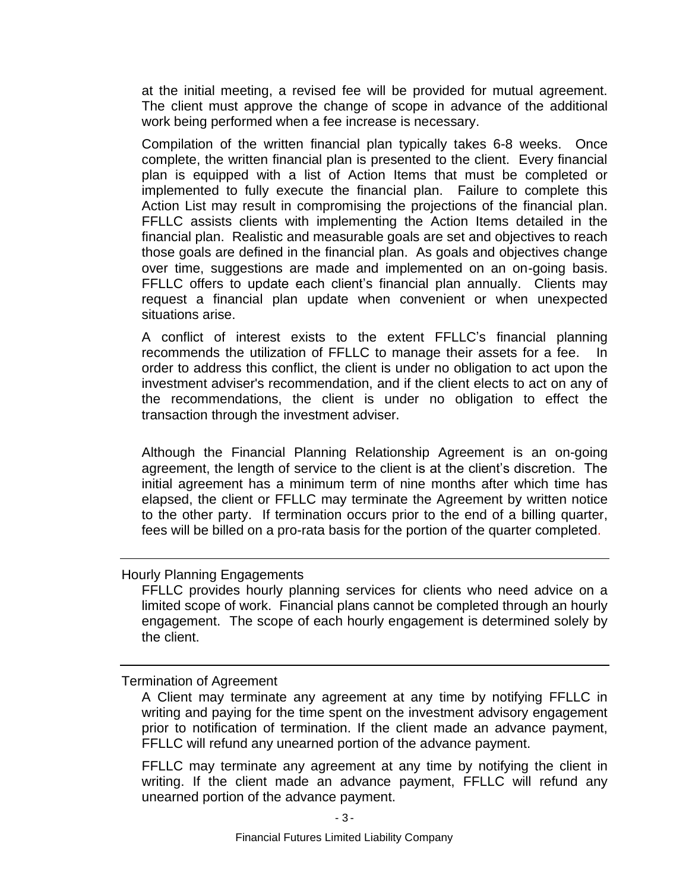at the initial meeting, a revised fee will be provided for mutual agreement. The client must approve the change of scope in advance of the additional work being performed when a fee increase is necessary.

Compilation of the written financial plan typically takes 6-8 weeks. Once complete, the written financial plan is presented to the client. Every financial plan is equipped with a list of Action Items that must be completed or implemented to fully execute the financial plan. Failure to complete this Action List may result in compromising the projections of the financial plan. FFLLC assists clients with implementing the Action Items detailed in the financial plan. Realistic and measurable goals are set and objectives to reach those goals are defined in the financial plan. As goals and objectives change over time, suggestions are made and implemented on an on-going basis. FFLLC offers to update each client's financial plan annually. Clients may request a financial plan update when convenient or when unexpected situations arise.

A conflict of interest exists to the extent FFLLC's financial planning recommends the utilization of FFLLC to manage their assets for a fee. In order to address this conflict, the client is under no obligation to act upon the investment adviser's recommendation, and if the client elects to act on any of the recommendations, the client is under no obligation to effect the transaction through the investment adviser.

Although the Financial Planning Relationship Agreement is an on-going agreement, the length of service to the client is at the client's discretion. The initial agreement has a minimum term of nine months after which time has elapsed, the client or FFLLC may terminate the Agreement by written notice to the other party. If termination occurs prior to the end of a billing quarter, fees will be billed on a pro-rata basis for the portion of the quarter completed.

## Hourly Planning Engagements

FFLLC provides hourly planning services for clients who need advice on a limited scope of work. Financial plans cannot be completed through an hourly engagement. The scope of each hourly engagement is determined solely by the client.

## Termination of Agreement

A Client may terminate any agreement at any time by notifying FFLLC in writing and paying for the time spent on the investment advisory engagement prior to notification of termination. If the client made an advance payment, FFLLC will refund any unearned portion of the advance payment.

FFLLC may terminate any agreement at any time by notifying the client in writing. If the client made an advance payment, FFLLC will refund any unearned portion of the advance payment.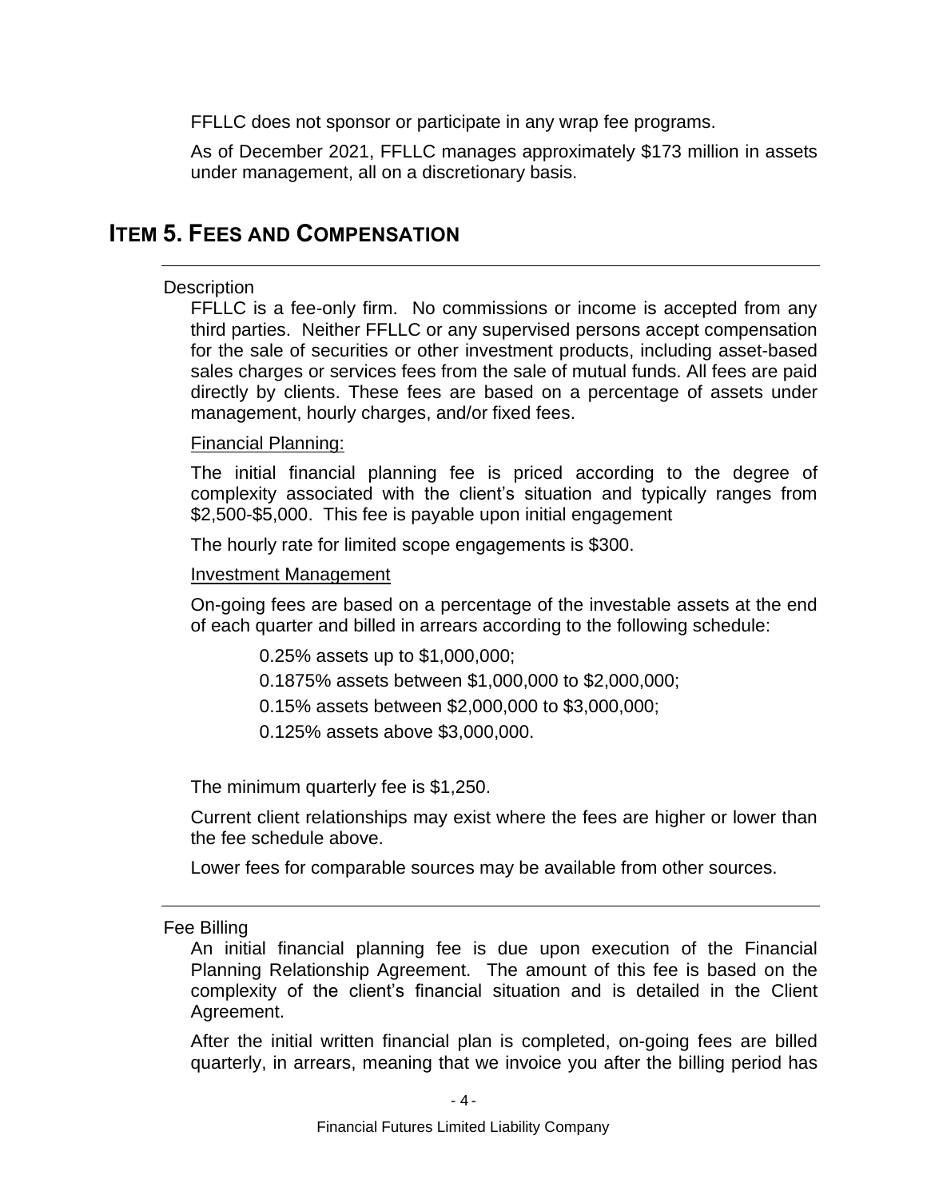FFLLC does not sponsor or participate in any wrap fee programs.

As of December 2021, FFLLC manages approximately $173 million in assets under management, all on a discretionary basis.

## ITEM 5. FEES AND COMPENSATION

Description

FFLLC is a fee-only firm. No commissions or income is accepted from any third parties. Neither FFLLC or any supervised persons accept compensation for the sale of securities or other investment products, including asset-based sales charges or services fees from the sale of mutual funds. All fees are paid directly by clients. These fees are based on a percentage of assets under management, hourly charges, and/or fixed fees.

Financial Planning:

The initial financial planning fee is priced according to the degree of complexity associated with the client's situation and typically ranges from $2,500-$5,000. This fee is payable upon initial engagement

The hourly rate for limited scope engagements is $300.

Investment Management

On-going fees are based on a percentage of the investable assets at the end of each quarter and billed in arrears according to the following schedule:

0.25% assets up to $1,000,000;

0.1875% assets between $1,000,000 to $2,000,000;

0.15% assets between $2,000,000 to $3,000,000;

0.125% assets above $3,000,000.

The minimum quarterly fee is $1,250.

Current client relationships may exist where the fees are higher or lower than the fee schedule above.

Lower fees for comparable sources may be available from other sources.

Fee Billing

An initial financial planning fee is due upon execution of the Financial Planning Relationship Agreement. The amount of this fee is based on the complexity of the client's financial situation and is detailed in the Client Agreement.

After the initial written financial plan is completed, on-going fees are billed quarterly, in arrears, meaning that we invoice you after the billing period has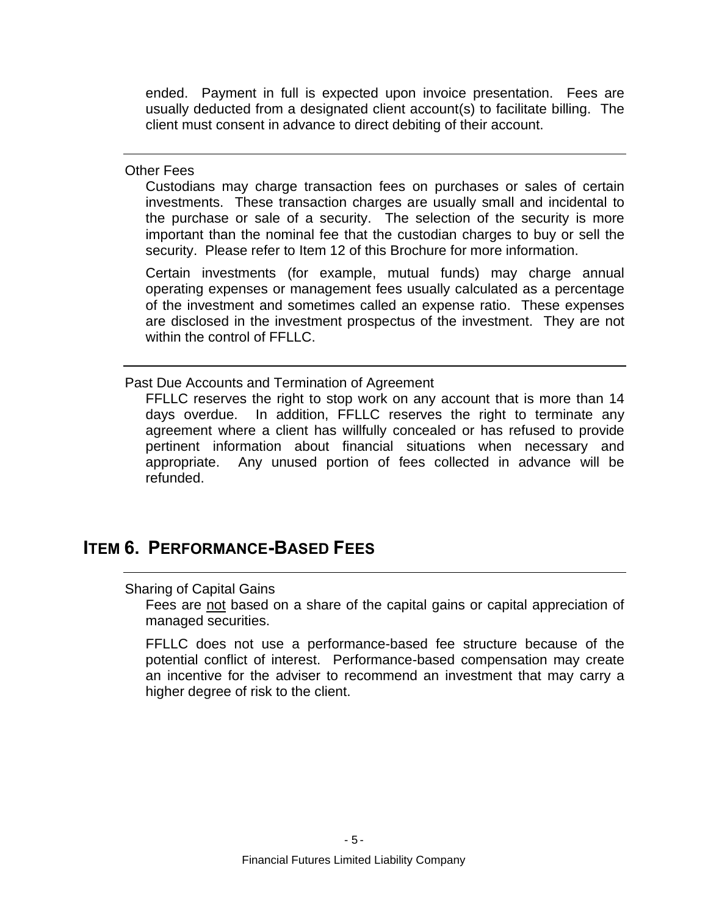ended. Payment in full is expected upon invoice presentation. Fees are usually deducted from a designated client account(s) to facilitate billing. The client must consent in advance to direct debiting of their account.

---

Other Fees

Custodians may charge transaction fees on purchases or sales of certain investments. These transaction charges are usually small and incidental to the purchase or sale of a security. The selection of the security is more important than the nominal fee that the custodian charges to buy or sell the security. Please refer to Item 12 of this Brochure for more information.

Certain investments (for example, mutual funds) may charge annual operating expenses or management fees usually calculated as a percentage of the investment and sometimes called an expense ratio. These expenses are disclosed in the investment prospectus of the investment. They are not within the control of FFLLC.

---

Past Due Accounts and Termination of Agreement

FFLLC reserves the right to stop work on any account that is more than 14 days overdue. In addition, FFLLC reserves the right to terminate any agreement where a client has willfully concealed or has refused to provide pertinent information about financial situations when necessary and appropriate. Any unused portion of fees collected in advance will be refunded.

## ITEM 6. PERFORMANCE-BASED FEES

---

Sharing of Capital Gains

Fees are not based on a share of the capital gains or capital appreciation of managed securities.

FFLLC does not use a performance-based fee structure because of the potential conflict of interest. Performance-based compensation may create an incentive for the adviser to recommend an investment that may carry a higher degree of risk to the client.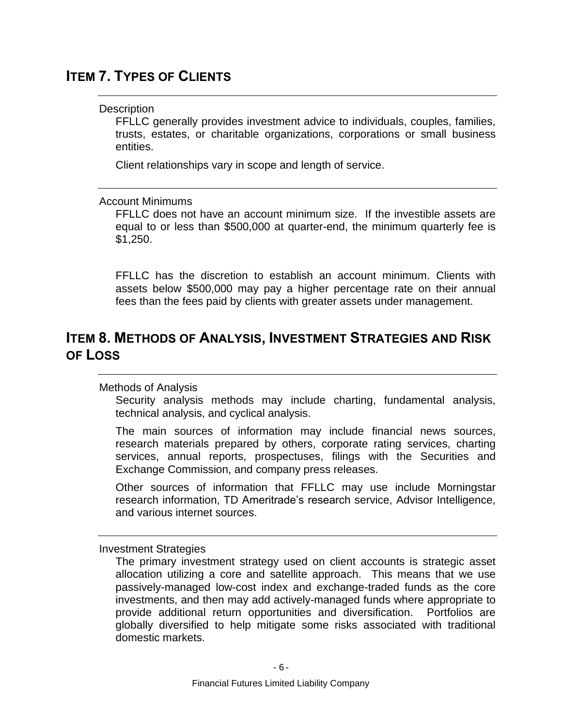## ITEM 7. TYPES OF CLIENTS

### Description

FFLLC generally provides investment advice to individuals, couples, families, trusts, estates, or charitable organizations, corporations or small business entities.

Client relationships vary in scope and length of service.

### Account Minimums

FFLLC does not have an account minimum size. If the investible assets are equal to or less than $500,000 at quarter-end, the minimum quarterly fee is $1,250.

FFLLC has the discretion to establish an account minimum. Clients with assets below $500,000 may pay a higher percentage rate on their annual fees than the fees paid by clients with greater assets under management.

## ITEM 8. METHODS OF ANALYSIS, INVESTMENT STRATEGIES AND RISK OF LOSS

### Methods of Analysis

Security analysis methods may include charting, fundamental analysis, technical analysis, and cyclical analysis.

The main sources of information may include financial news sources, research materials prepared by others, corporate rating services, charting services, annual reports, prospectuses, filings with the Securities and Exchange Commission, and company press releases.

Other sources of information that FFLLC may use include Morningstar research information, TD Ameritrade's research service, Advisor Intelligence, and various internet sources.

### Investment Strategies

The primary investment strategy used on client accounts is strategic asset allocation utilizing a core and satellite approach. This means that we use passively-managed low-cost index and exchange-traded funds as the core investments, and then may add actively-managed funds where appropriate to provide additional return opportunities and diversification. Portfolios are globally diversified to help mitigate some risks associated with traditional domestic markets.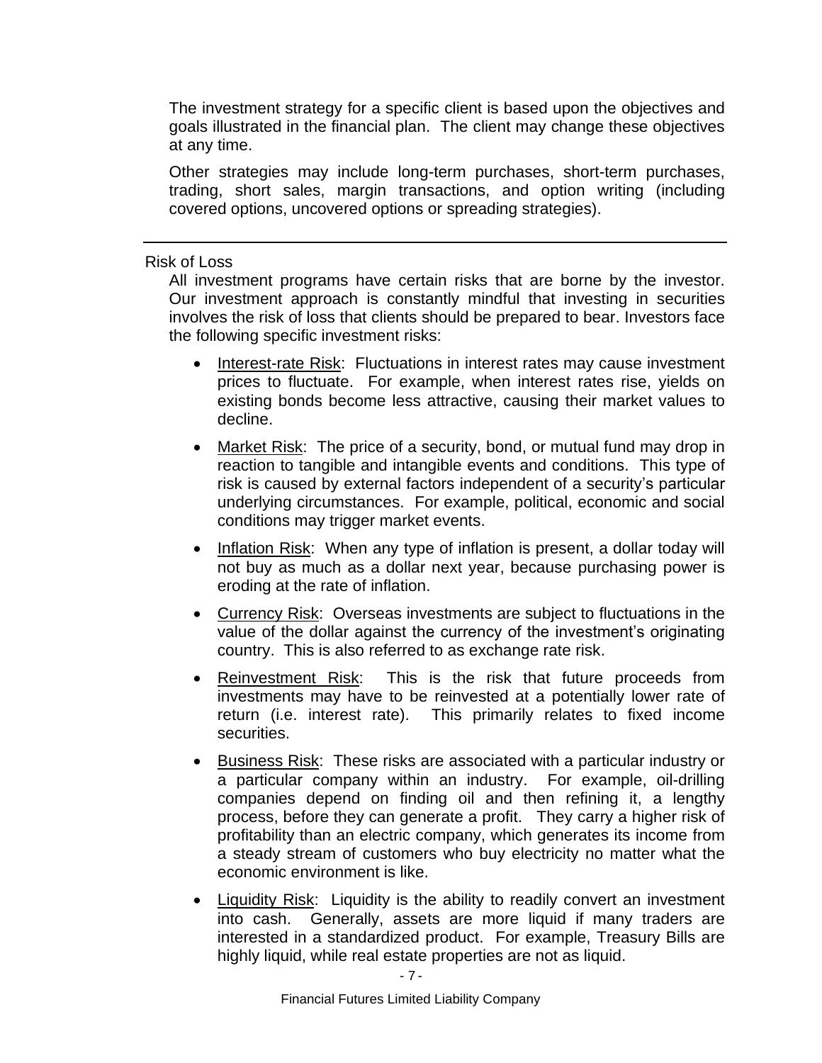The investment strategy for a specific client is based upon the objectives and goals illustrated in the financial plan. The client may change these objectives at any time.

Other strategies may include long-term purchases, short-term purchases, trading, short sales, margin transactions, and option writing (including covered options, uncovered options or spreading strategies).

---

## Risk of Loss

All investment programs have certain risks that are borne by the investor. Our investment approach is constantly mindful that investing in securities involves the risk of loss that clients should be prepared to bear. Investors face the following specific investment risks:

- Interest-rate Risk: Fluctuations in interest rates may cause investment prices to fluctuate. For example, when interest rates rise, yields on existing bonds become less attractive, causing their market values to decline.
- Market Risk: The price of a security, bond, or mutual fund may drop in reaction to tangible and intangible events and conditions. This type of risk is caused by external factors independent of a security's particular underlying circumstances. For example, political, economic and social conditions may trigger market events.
- Inflation Risk: When any type of inflation is present, a dollar today will not buy as much as a dollar next year, because purchasing power is eroding at the rate of inflation.
- Currency Risk: Overseas investments are subject to fluctuations in the value of the dollar against the currency of the investment's originating country. This is also referred to as exchange rate risk.
- Reinvestment Risk: This is the risk that future proceeds from investments may have to be reinvested at a potentially lower rate of return (i.e. interest rate). This primarily relates to fixed income securities.
- Business Risk: These risks are associated with a particular industry or a particular company within an industry. For example, oil-drilling companies depend on finding oil and then refining it, a lengthy process, before they can generate a profit. They carry a higher risk of profitability than an electric company, which generates its income from a steady stream of customers who buy electricity no matter what the economic environment is like.
- Liquidity Risk: Liquidity is the ability to readily convert an investment into cash. Generally, assets are more liquid if many traders are interested in a standardized product. For example, Treasury Bills are highly liquid, while real estate properties are not as liquid.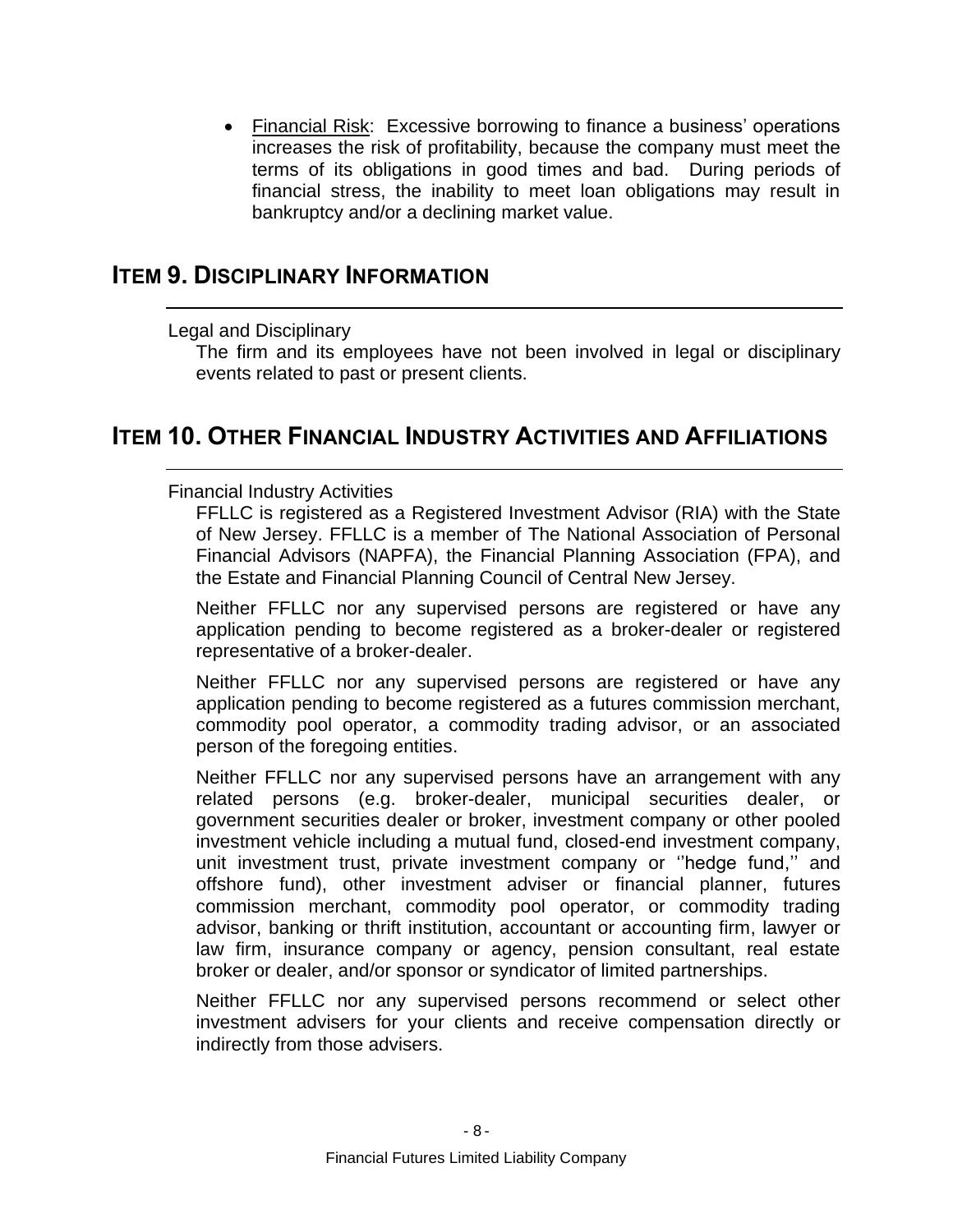- Financial Risk: Excessive borrowing to finance a business' operations increases the risk of profitability, because the company must meet the terms of its obligations in good times and bad. During periods of financial stress, the inability to meet loan obligations may result in bankruptcy and/or a declining market value.

## ITEM 9. DISCIPLINARY INFORMATION

Legal and Disciplinary

The firm and its employees have not been involved in legal or disciplinary events related to past or present clients.

## ITEM 10. OTHER FINANCIAL INDUSTRY ACTIVITIES AND AFFILIATIONS

Financial Industry Activities

FFLLC is registered as a Registered Investment Advisor (RIA) with the State of New Jersey. FFLLC is a member of The National Association of Personal Financial Advisors (NAPFA), the Financial Planning Association (FPA), and the Estate and Financial Planning Council of Central New Jersey.

Neither FFLLC nor any supervised persons are registered or have any application pending to become registered as a broker-dealer or registered representative of a broker-dealer.

Neither FFLLC nor any supervised persons are registered or have any application pending to become registered as a futures commission merchant, commodity pool operator, a commodity trading advisor, or an associated person of the foregoing entities.

Neither FFLLC nor any supervised persons have an arrangement with any related persons (e.g. broker-dealer, municipal securities dealer, or government securities dealer or broker, investment company or other pooled investment vehicle including a mutual fund, closed-end investment company, unit investment trust, private investment company or ''hedge fund,'' and offshore fund), other investment adviser or financial planner, futures commission merchant, commodity pool operator, or commodity trading advisor, banking or thrift institution, accountant or accounting firm, lawyer or law firm, insurance company or agency, pension consultant, real estate broker or dealer, and/or sponsor or syndicator of limited partnerships.

Neither FFLLC nor any supervised persons recommend or select other investment advisers for your clients and receive compensation directly or indirectly from those advisers.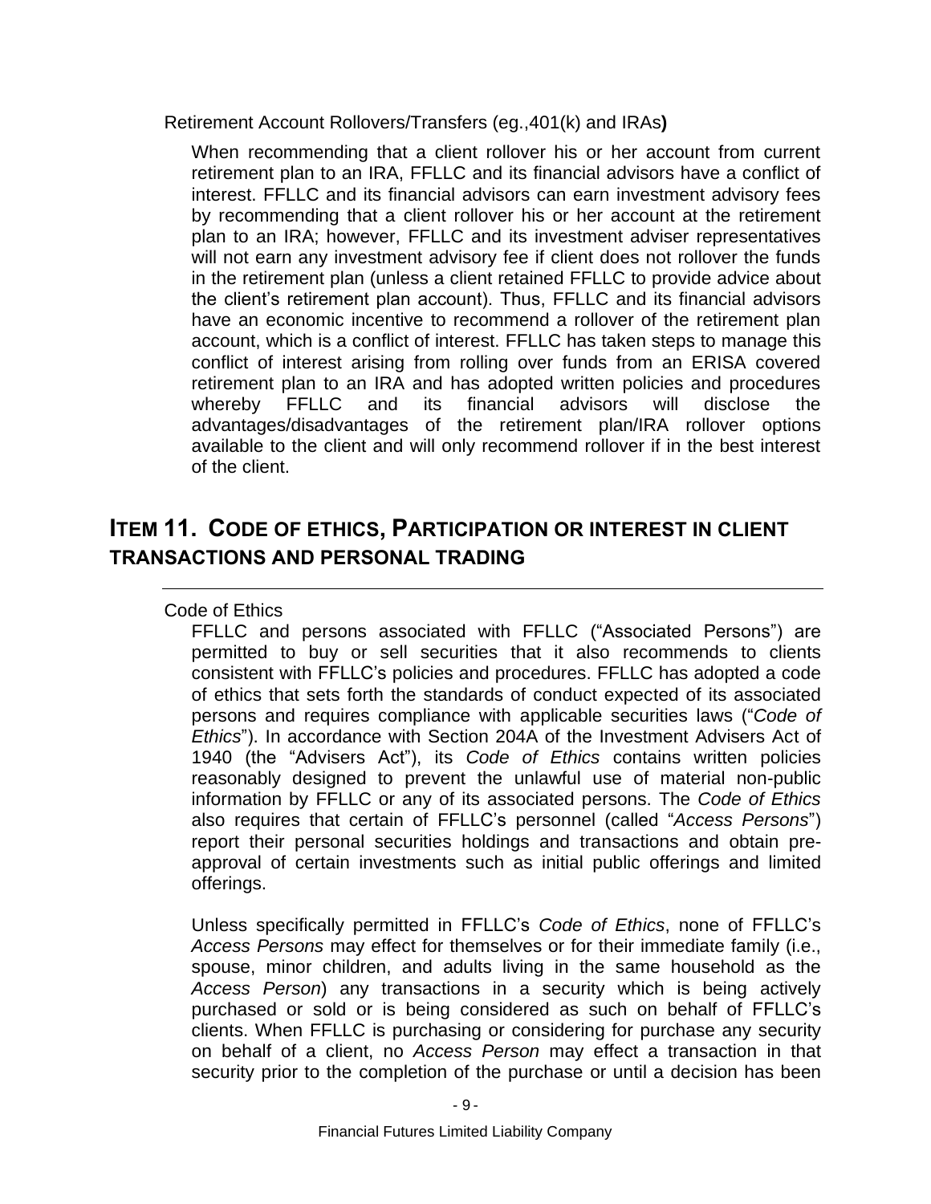Retirement Account Rollovers/Transfers (eg.,401(k) and IRAs**)**

When recommending that a client rollover his or her account from current retirement plan to an IRA, FFLLC and its financial advisors have a conflict of interest. FFLLC and its financial advisors can earn investment advisory fees by recommending that a client rollover his or her account at the retirement plan to an IRA; however, FFLLC and its investment adviser representatives will not earn any investment advisory fee if client does not rollover the funds in the retirement plan (unless a client retained FFLLC to provide advice about the client's retirement plan account). Thus, FFLLC and its financial advisors have an economic incentive to recommend a rollover of the retirement plan account, which is a conflict of interest. FFLLC has taken steps to manage this conflict of interest arising from rolling over funds from an ERISA covered retirement plan to an IRA and has adopted written policies and procedures whereby FFLLC and its financial advisors will disclose the advantages/disadvantages of the retirement plan/IRA rollover options available to the client and will only recommend rollover if in the best interest of the client.

## ITEM 11. CODE OF ETHICS, PARTICIPATION OR INTEREST IN CLIENT TRANSACTIONS AND PERSONAL TRADING

Code of Ethics

FFLLC and persons associated with FFLLC ("Associated Persons") are permitted to buy or sell securities that it also recommends to clients consistent with FFLLC's policies and procedures. FFLLC has adopted a code of ethics that sets forth the standards of conduct expected of its associated persons and requires compliance with applicable securities laws ("*Code of Ethics*"). In accordance with Section 204A of the Investment Advisers Act of 1940 (the "Advisers Act"), its *Code of Ethics* contains written policies reasonably designed to prevent the unlawful use of material non-public information by FFLLC or any of its associated persons. The *Code of Ethics* also requires that certain of FFLLC's personnel (called "*Access Persons*") report their personal securities holdings and transactions and obtain pre-approval of certain investments such as initial public offerings and limited offerings.

Unless specifically permitted in FFLLC's *Code of Ethics*, none of FFLLC's *Access Persons* may effect for themselves or for their immediate family (i.e., spouse, minor children, and adults living in the same household as the *Access Person*) any transactions in a security which is being actively purchased or sold or is being considered as such on behalf of FFLLC's clients. When FFLLC is purchasing or considering for purchase any security on behalf of a client, no *Access Person* may effect a transaction in that security prior to the completion of the purchase or until a decision has been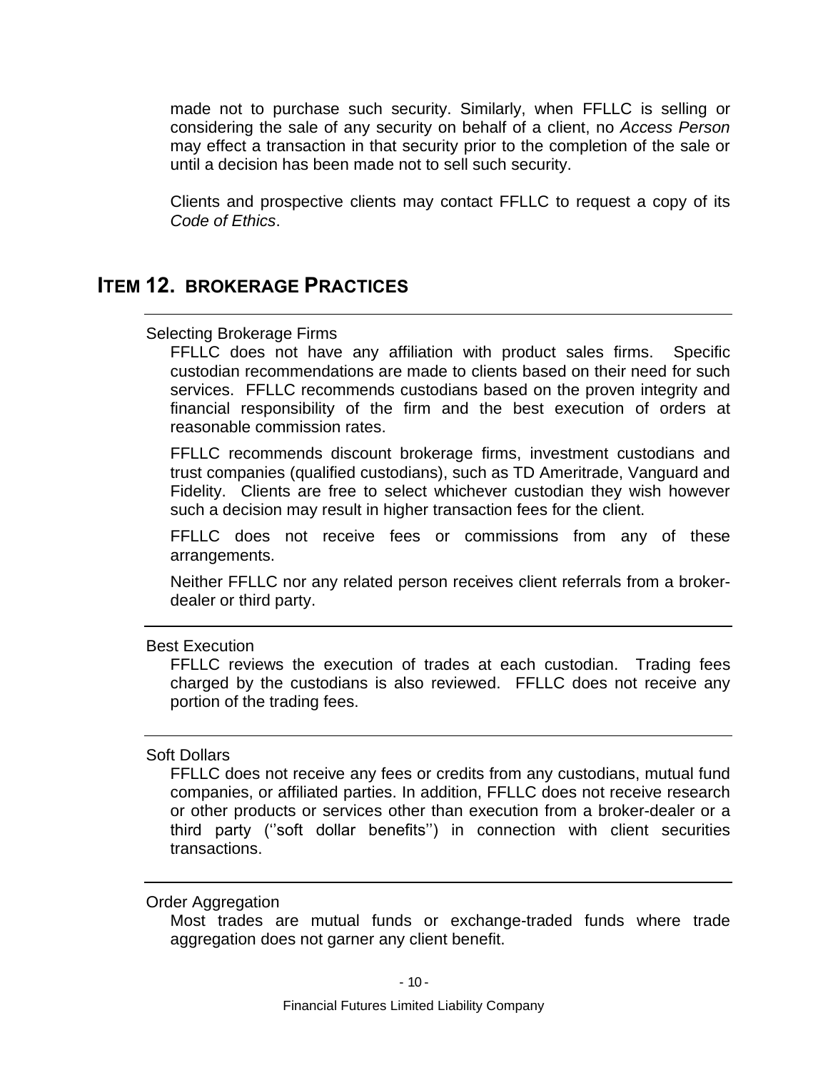made not to purchase such security. Similarly, when FFLLC is selling or considering the sale of any security on behalf of a client, no *Access Person* may effect a transaction in that security prior to the completion of the sale or until a decision has been made not to sell such security.

Clients and prospective clients may contact FFLLC to request a copy of its *Code of Ethics*.

## ITEM 12. BROKERAGE PRACTICES

Selecting Brokerage Firms

FFLLC does not have any affiliation with product sales firms. Specific custodian recommendations are made to clients based on their need for such services. FFLLC recommends custodians based on the proven integrity and financial responsibility of the firm and the best execution of orders at reasonable commission rates.

FFLLC recommends discount brokerage firms, investment custodians and trust companies (qualified custodians), such as TD Ameritrade, Vanguard and Fidelity. Clients are free to select whichever custodian they wish however such a decision may result in higher transaction fees for the client.

FFLLC does not receive fees or commissions from any of these arrangements.

Neither FFLLC nor any related person receives client referrals from a broker-dealer or third party.

Best Execution

FFLLC reviews the execution of trades at each custodian. Trading fees charged by the custodians is also reviewed. FFLLC does not receive any portion of the trading fees.

Soft Dollars

FFLLC does not receive any fees or credits from any custodians, mutual fund companies, or affiliated parties. In addition, FFLLC does not receive research or other products or services other than execution from a broker-dealer or a third party (''soft dollar benefits'') in connection with client securities transactions.

Order Aggregation

Most trades are mutual funds or exchange-traded funds where trade aggregation does not garner any client benefit.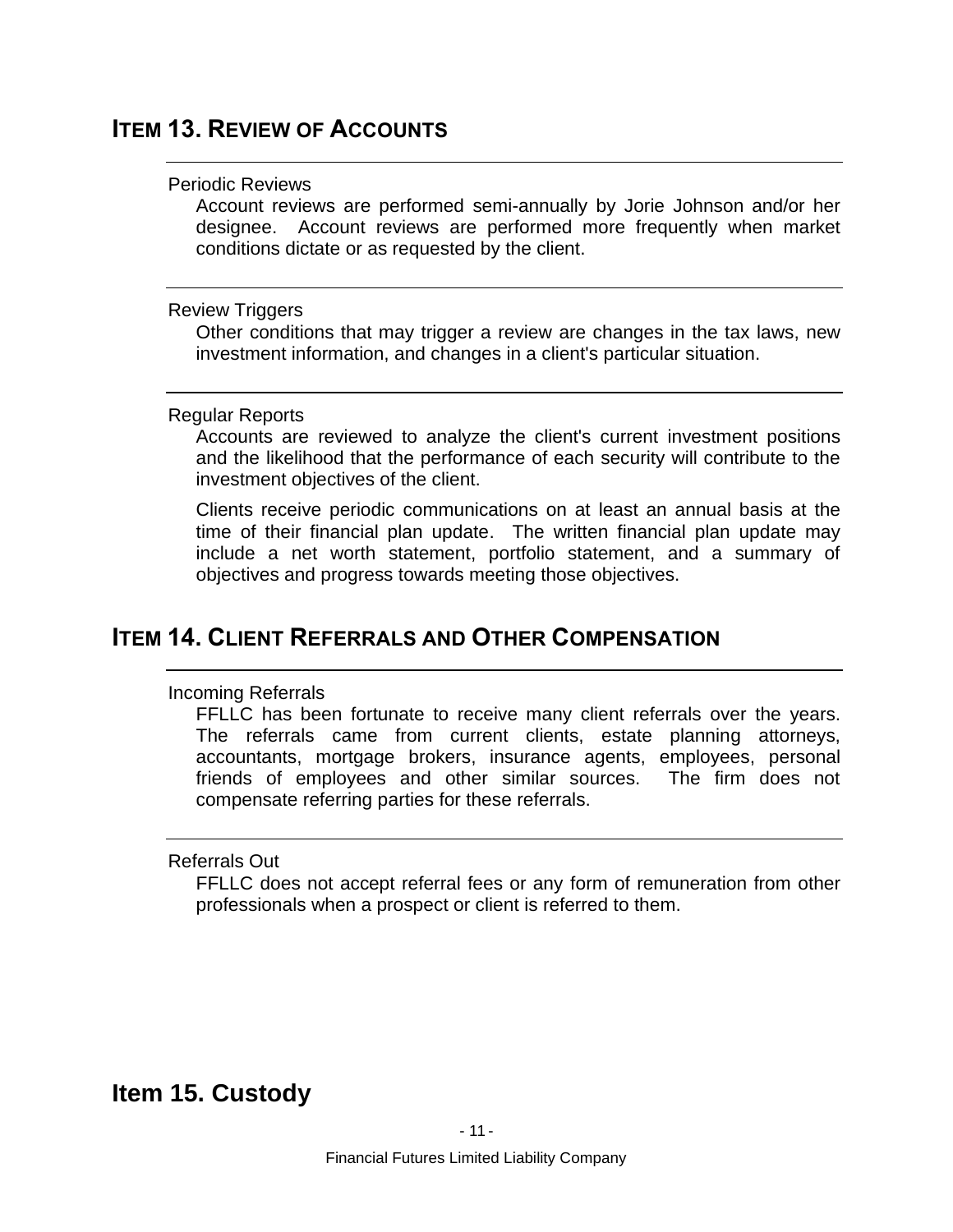## Item 13. Review of Accounts

### Periodic Reviews

Account reviews are performed semi-annually by Jorie Johnson and/or her designee. Account reviews are performed more frequently when market conditions dictate or as requested by the client.

### Review Triggers

Other conditions that may trigger a review are changes in the tax laws, new investment information, and changes in a client's particular situation.

### Regular Reports

Accounts are reviewed to analyze the client's current investment positions and the likelihood that the performance of each security will contribute to the investment objectives of the client.

Clients receive periodic communications on at least an annual basis at the time of their financial plan update. The written financial plan update may include a net worth statement, portfolio statement, and a summary of objectives and progress towards meeting those objectives.

## Item 14. Client Referrals and Other Compensation

### Incoming Referrals

FFLLC has been fortunate to receive many client referrals over the years. The referrals came from current clients, estate planning attorneys, accountants, mortgage brokers, insurance agents, employees, personal friends of employees and other similar sources. The firm does not compensate referring parties for these referrals.

### Referrals Out

FFLLC does not accept referral fees or any form of remuneration from other professionals when a prospect or client is referred to them.

## Item 15. Custody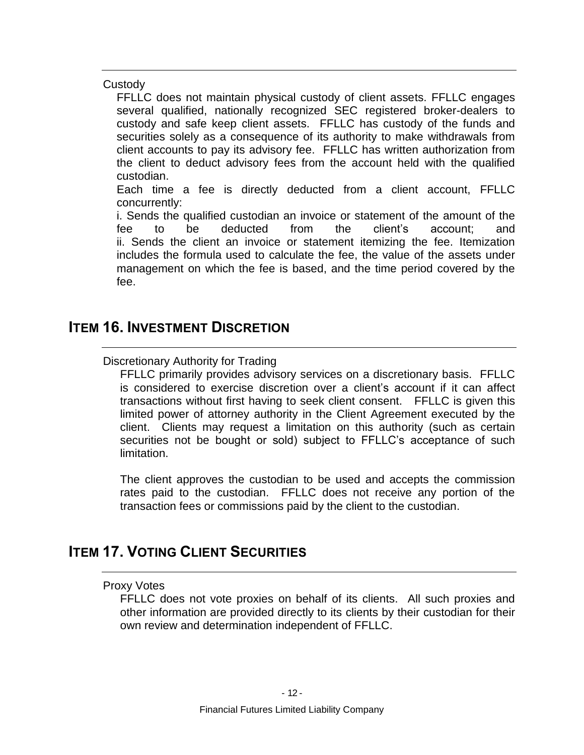Custody

FFLLC does not maintain physical custody of client assets. FFLLC engages several qualified, nationally recognized SEC registered broker-dealers to custody and safe keep client assets. FFLLC has custody of the funds and securities solely as a consequence of its authority to make withdrawals from client accounts to pay its advisory fee. FFLLC has written authorization from the client to deduct advisory fees from the account held with the qualified custodian.

Each time a fee is directly deducted from a client account, FFLLC concurrently:

i. Sends the qualified custodian an invoice or statement of the amount of the fee to be deducted from the client's account; and
ii. Sends the client an invoice or statement itemizing the fee. Itemization includes the formula used to calculate the fee, the value of the assets under management on which the fee is based, and the time period covered by the fee.

## ITEM 16. INVESTMENT DISCRETION

Discretionary Authority for Trading

FFLLC primarily provides advisory services on a discretionary basis. FFLLC is considered to exercise discretion over a client's account if it can affect transactions without first having to seek client consent. FFLLC is given this limited power of attorney authority in the Client Agreement executed by the client. Clients may request a limitation on this authority (such as certain securities not be bought or sold) subject to FFLLC's acceptance of such limitation.

The client approves the custodian to be used and accepts the commission rates paid to the custodian. FFLLC does not receive any portion of the transaction fees or commissions paid by the client to the custodian.

## ITEM 17. VOTING CLIENT SECURITIES

Proxy Votes

FFLLC does not vote proxies on behalf of its clients. All such proxies and other information are provided directly to its clients by their custodian for their own review and determination independent of FFLLC.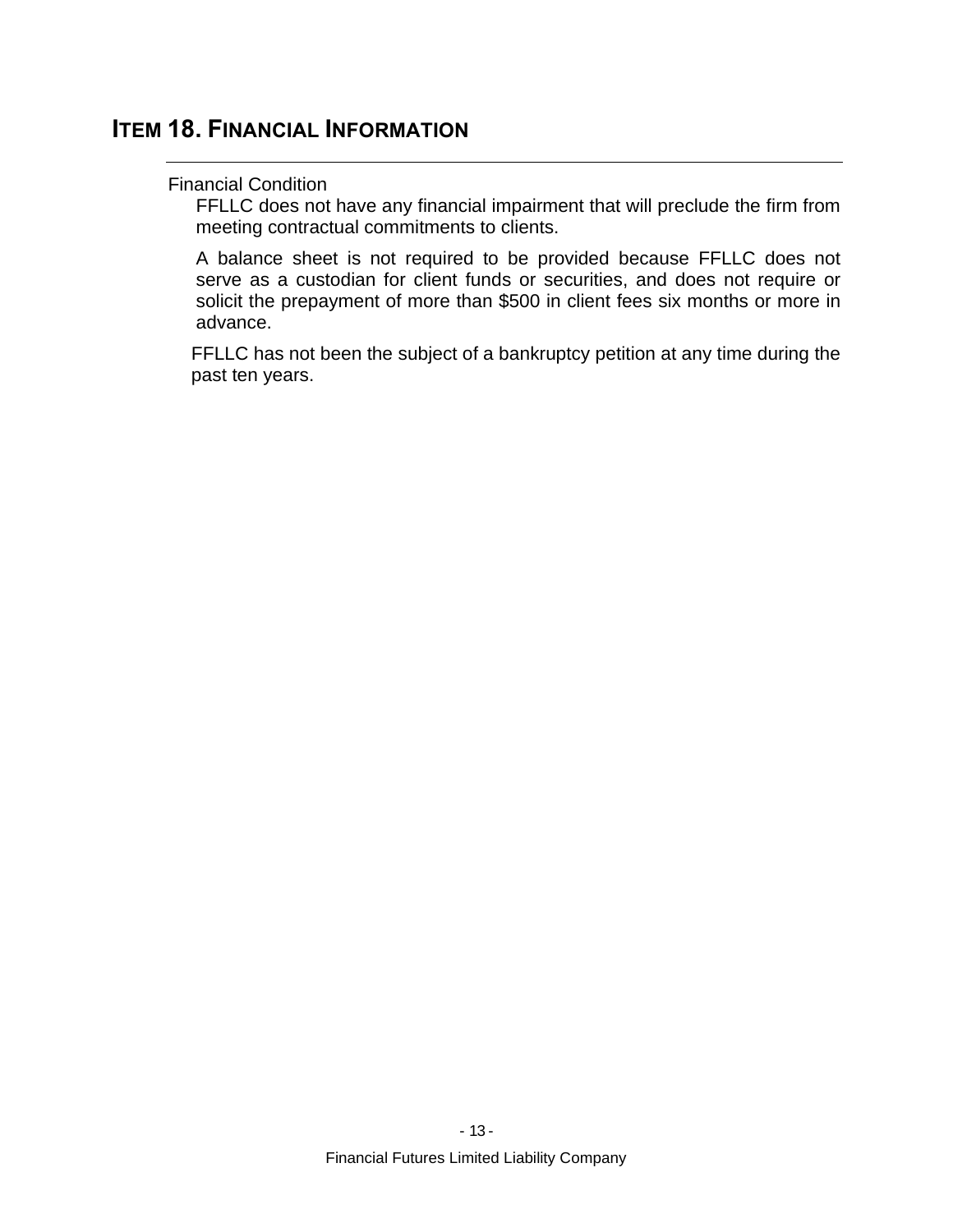# ITEM 18. FINANCIAL INFORMATION

Financial Condition

FFLLC does not have any financial impairment that will preclude the firm from meeting contractual commitments to clients.

A balance sheet is not required to be provided because FFLLC does not serve as a custodian for client funds or securities, and does not require or solicit the prepayment of more than $500 in client fees six months or more in advance.

FFLLC has not been the subject of a bankruptcy petition at any time during the past ten years.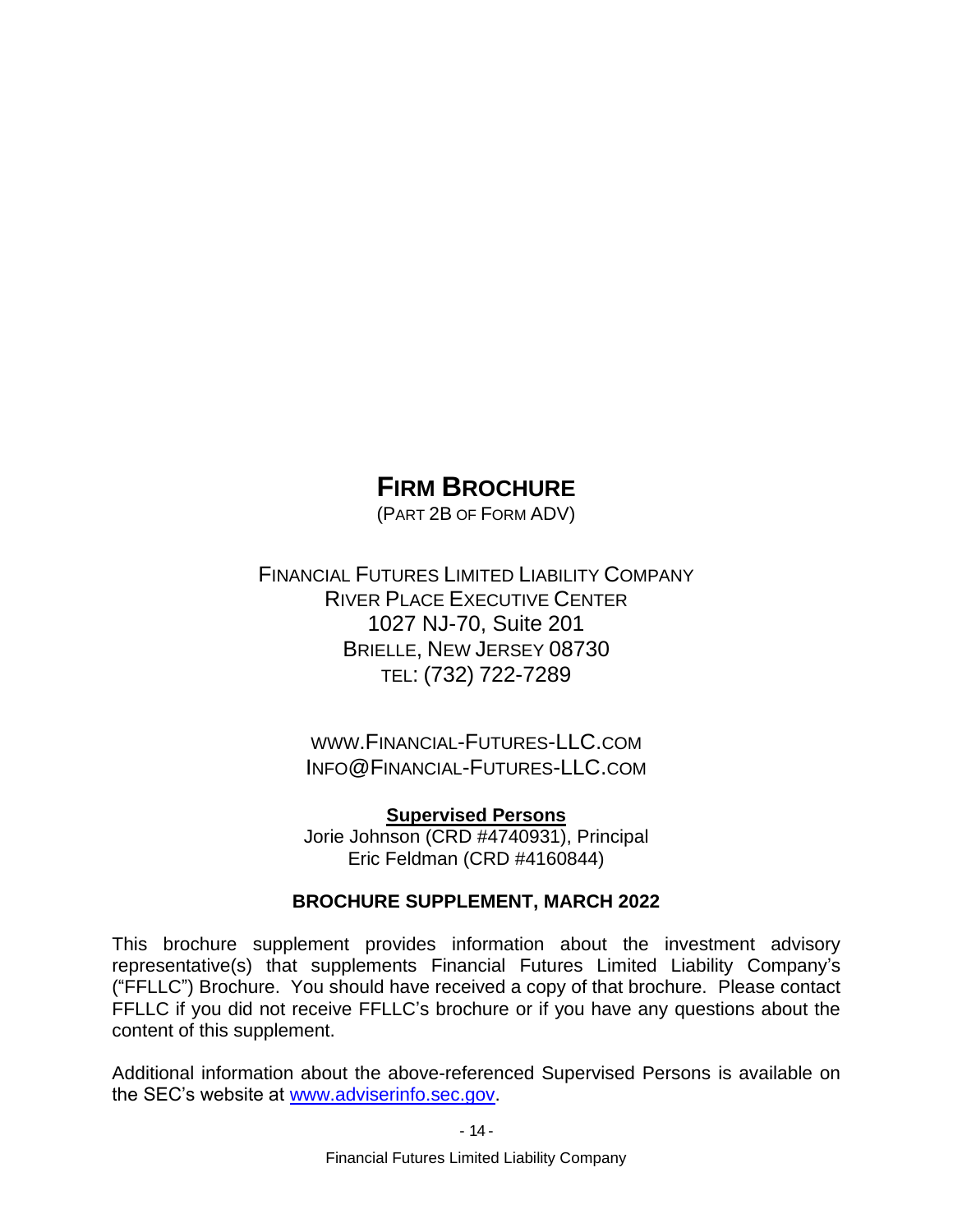# FIRM BROCHURE

(PART 2B OF FORM ADV)

FINANCIAL FUTURES LIMITED LIABILITY COMPANY
RIVER PLACE EXECUTIVE CENTER
1027 NJ-70, Suite 201
BRIELLE, NEW JERSEY 08730
TEL: (732) 722-7289

WWW.FINANCIAL-FUTURES-LLC.COM
INFO@FINANCIAL-FUTURES-LLC.COM

**Supervised Persons**

Jorie Johnson (CRD #4740931), Principal
Eric Feldman (CRD #4160844)

**BROCHURE SUPPLEMENT, MARCH 2022**

This brochure supplement provides information about the investment advisory representative(s) that supplements Financial Futures Limited Liability Company's ("FFLLC") Brochure. You should have received a copy of that brochure. Please contact FFLLC if you did not receive FFLLC's brochure or if you have any questions about the content of this supplement.

Additional information about the above-referenced Supervised Persons is available on the SEC's website at www.adviserinfo.sec.gov.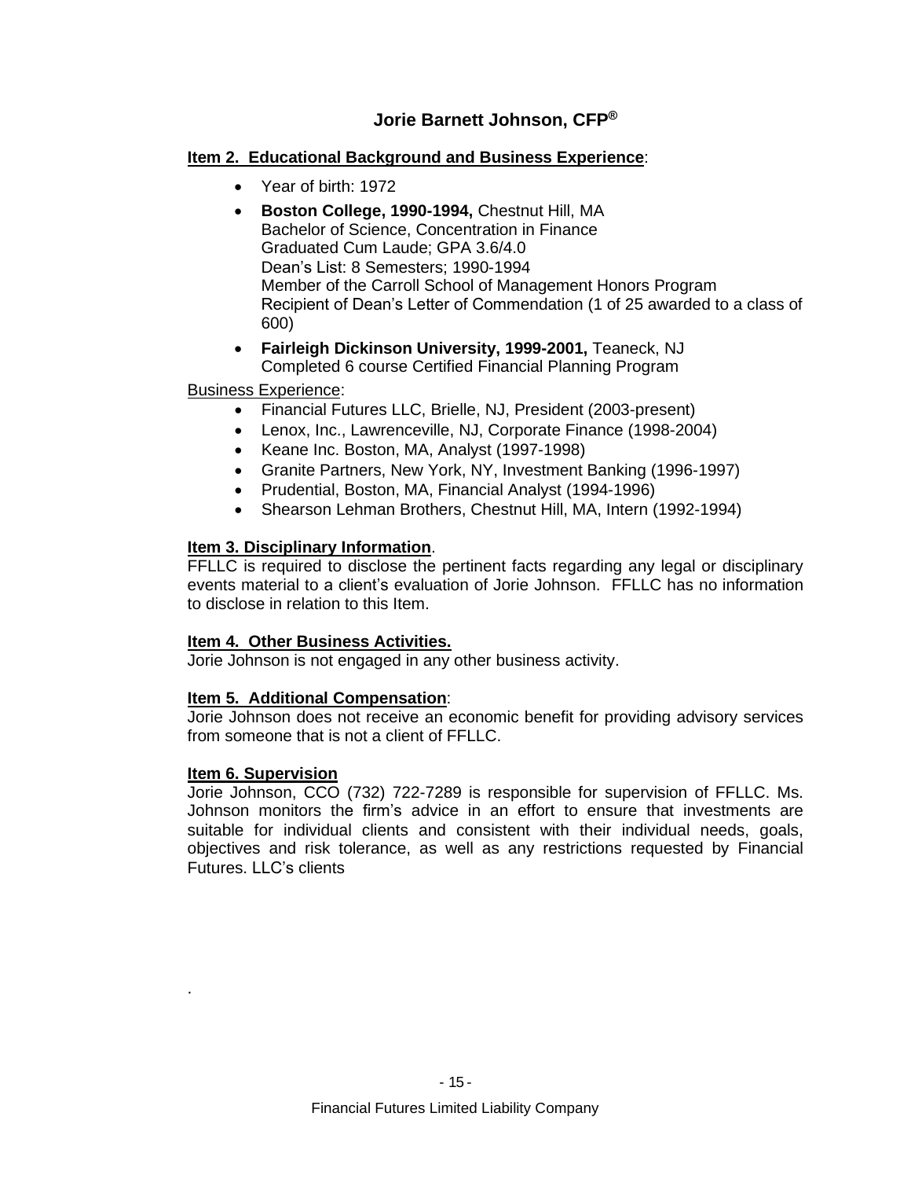# Jorie Barnett Johnson, CFP®

**Item 2. Educational Background and Business Experience**:

- Year of birth: 1972
- **Boston College, 1990-1994,** Chestnut Hill, MA
  Bachelor of Science, Concentration in Finance
  Graduated Cum Laude; GPA 3.6/4.0
  Dean's List: 8 Semesters; 1990-1994
  Member of the Carroll School of Management Honors Program
  Recipient of Dean's Letter of Commendation (1 of 25 awarded to a class of 600)
- **Fairleigh Dickinson University, 1999-2001,** Teaneck, NJ
  Completed 6 course Certified Financial Planning Program

Business Experience:

- Financial Futures LLC, Brielle, NJ, President (2003-present)
- Lenox, Inc., Lawrenceville, NJ, Corporate Finance (1998-2004)
- Keane Inc. Boston, MA, Analyst (1997-1998)
- Granite Partners, New York, NY, Investment Banking (1996-1997)
- Prudential, Boston, MA, Financial Analyst (1994-1996)
- Shearson Lehman Brothers, Chestnut Hill, MA, Intern (1992-1994)

**Item 3. Disciplinary Information**.

FFLLC is required to disclose the pertinent facts regarding any legal or disciplinary events material to a client's evaluation of Jorie Johnson. FFLLC has no information to disclose in relation to this Item.

**Item 4. Other Business Activities.**

Jorie Johnson is not engaged in any other business activity.

**Item 5. Additional Compensation**:

Jorie Johnson does not receive an economic benefit for providing advisory services from someone that is not a client of FFLLC.

**Item 6. Supervision**

Jorie Johnson, CCO (732) 722-7289 is responsible for supervision of FFLLC. Ms. Johnson monitors the firm's advice in an effort to ensure that investments are suitable for individual clients and consistent with their individual needs, goals, objectives and risk tolerance, as well as any restrictions requested by Financial Futures. LLC's clients

.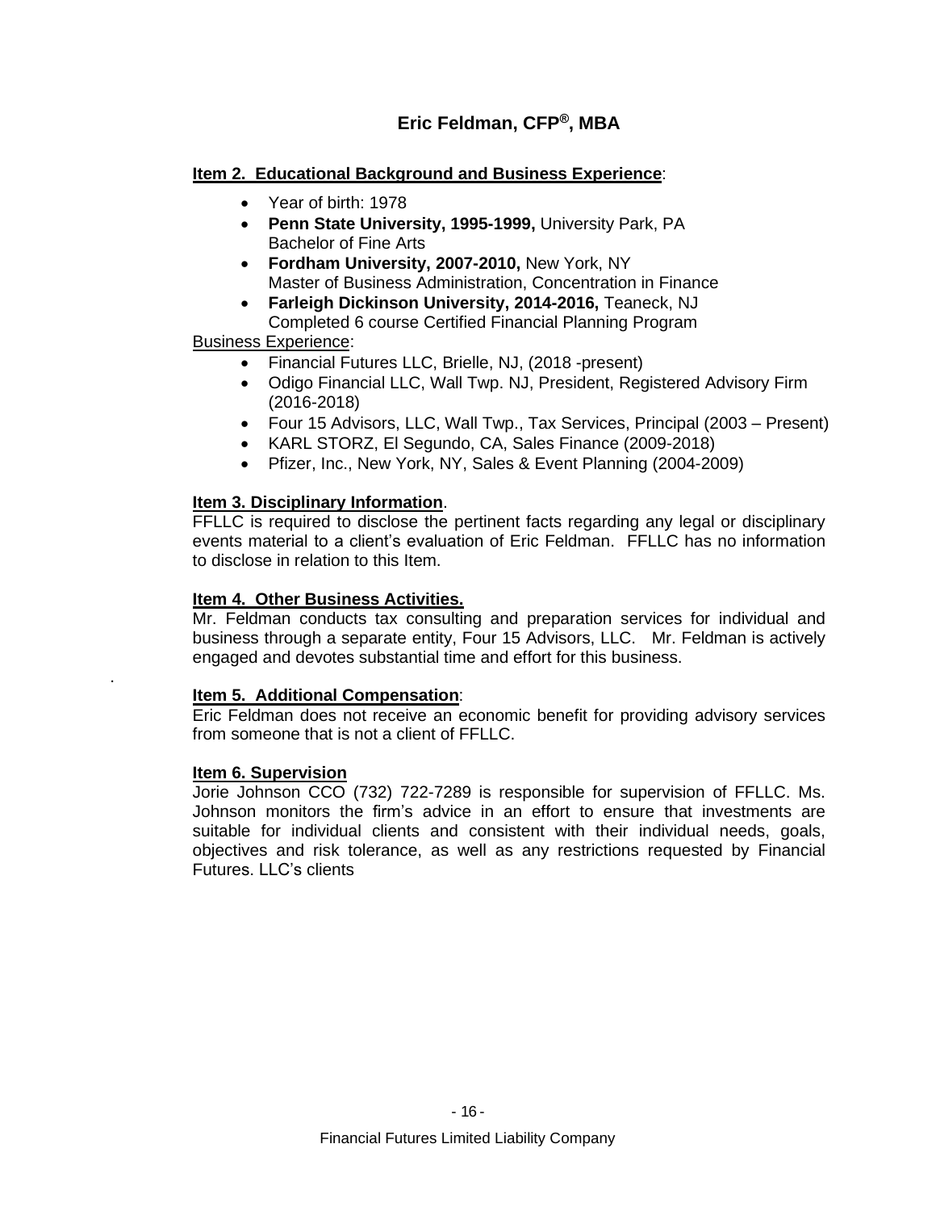# Eric Feldman, CFP®, MBA

**Item 2. Educational Background and Business Experience**:

- Year of birth: 1978
- **Penn State University, 1995-1999,** University Park, PA
  Bachelor of Fine Arts
- **Fordham University, 2007-2010,** New York, NY
  Master of Business Administration, Concentration in Finance
- **Farleigh Dickinson University, 2014-2016,** Teaneck, NJ
  Completed 6 course Certified Financial Planning Program

Business Experience:

- Financial Futures LLC, Brielle, NJ, (2018 -present)
- Odigo Financial LLC, Wall Twp. NJ, President, Registered Advisory Firm (2016-2018)
- Four 15 Advisors, LLC, Wall Twp., Tax Services, Principal (2003 – Present)
- KARL STORZ, El Segundo, CA, Sales Finance (2009-2018)
- Pfizer, Inc., New York, NY, Sales & Event Planning (2004-2009)

**Item 3. Disciplinary Information**.

FFLLC is required to disclose the pertinent facts regarding any legal or disciplinary events material to a client's evaluation of Eric Feldman. FFLLC has no information to disclose in relation to this Item.

**Item 4. Other Business Activities.**

Mr. Feldman conducts tax consulting and preparation services for individual and business through a separate entity, Four 15 Advisors, LLC. Mr. Feldman is actively engaged and devotes substantial time and effort for this business.

**Item 5. Additional Compensation**:

Eric Feldman does not receive an economic benefit for providing advisory services from someone that is not a client of FFLLC.

**Item 6. Supervision**

Jorie Johnson CCO (732) 722-7289 is responsible for supervision of FFLLC. Ms. Johnson monitors the firm's advice in an effort to ensure that investments are suitable for individual clients and consistent with their individual needs, goals, objectives and risk tolerance, as well as any restrictions requested by Financial Futures. LLC's clients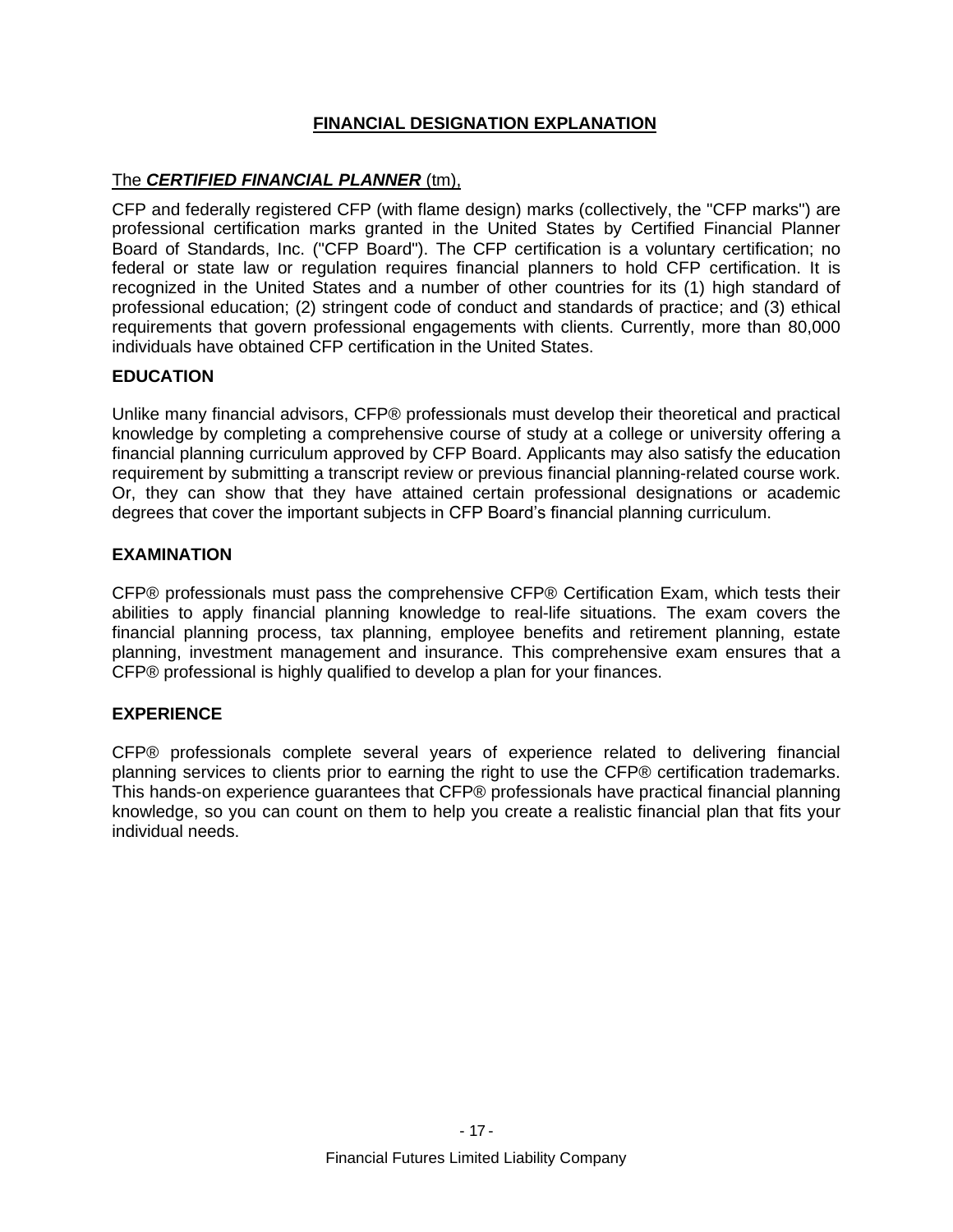# FINANCIAL DESIGNATION EXPLANATION

The ***CERTIFIED FINANCIAL PLANNER*** (tm),

CFP and federally registered CFP (with flame design) marks (collectively, the "CFP marks") are professional certification marks granted in the United States by Certified Financial Planner Board of Standards, Inc. ("CFP Board"). The CFP certification is a voluntary certification; no federal or state law or regulation requires financial planners to hold CFP certification. It is recognized in the United States and a number of other countries for its (1) high standard of professional education; (2) stringent code of conduct and standards of practice; and (3) ethical requirements that govern professional engagements with clients. Currently, more than 80,000 individuals have obtained CFP certification in the United States.

**EDUCATION**

Unlike many financial advisors, CFP® professionals must develop their theoretical and practical knowledge by completing a comprehensive course of study at a college or university offering a financial planning curriculum approved by CFP Board. Applicants may also satisfy the education requirement by submitting a transcript review or previous financial planning-related course work. Or, they can show that they have attained certain professional designations or academic degrees that cover the important subjects in CFP Board's financial planning curriculum.

**EXAMINATION**

CFP® professionals must pass the comprehensive CFP® Certification Exam, which tests their abilities to apply financial planning knowledge to real-life situations. The exam covers the financial planning process, tax planning, employee benefits and retirement planning, estate planning, investment management and insurance. This comprehensive exam ensures that a CFP® professional is highly qualified to develop a plan for your finances.

**EXPERIENCE**

CFP® professionals complete several years of experience related to delivering financial planning services to clients prior to earning the right to use the CFP® certification trademarks. This hands-on experience guarantees that CFP® professionals have practical financial planning knowledge, so you can count on them to help you create a realistic financial plan that fits your individual needs.